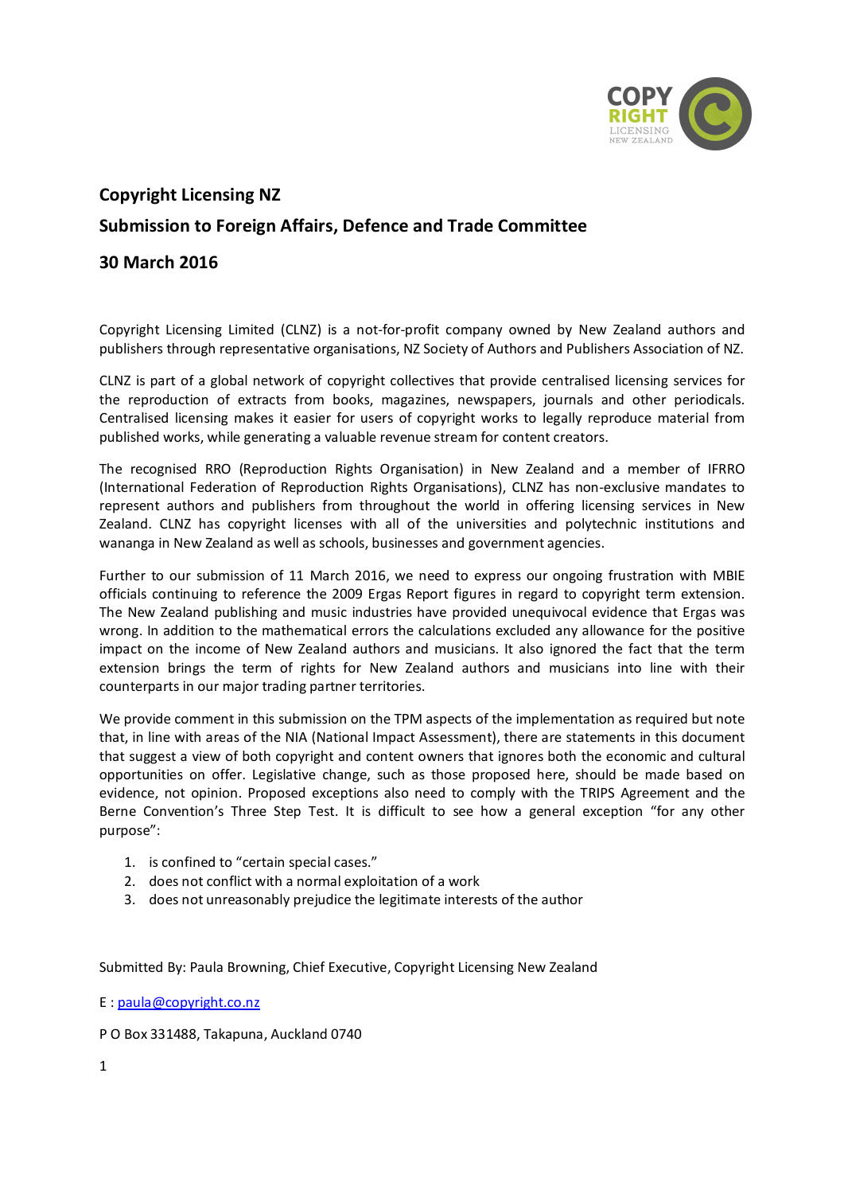## Copyright Licensing NZ

## Submission to Foreign Affairs, Defence and Trade Committee

## 30 March 2016

Copyright Licensing Limited (CLNZ) is a not-for-profit company owned by New Zealand authors and publishers through representative organisations, NZ Society of Authors and Publishers Association of NZ.

CLNZ is part of a global network of copyright collectives that provide centralised licensing services for the reproduction of extracts from books, magazines, newspapers, journals and other periodicals. Centralised licensing makes it easier for users of copyright works to legally reproduce material from published works, while generating a valuable revenue stream for content creators.

The recognised RRO (Reproduction Rights Organisation) in New Zealand and a member of IFRRO (International Federation of Reproduction Rights Organisations), CLNZ has non-exclusive mandates to represent authors and publishers from throughout the world in offering licensing services in New Zealand. CLNZ has copyright licenses with all of the universities and polytechnic institutions and wananga in New Zealand as well as schools, businesses and government agencies.

Further to our submission of 11 March 2016, we need to express our ongoing frustration with MBIE officials continuing to reference the 2009 Ergas Report figures in regard to copyright term extension. The New Zealand publishing and music industries have provided unequivocal evidence that Ergas was wrong. In addition to the mathematical errors the calculations excluded any allowance for the positive impact on the income of New Zealand authors and musicians. It also ignored the fact that the term extension brings the term of rights for New Zealand authors and musicians into line with their counterparts in our major trading partner territories.

We provide comment in this submission on the TPM aspects of the implementation as required but note that, in line with areas of the NIA (National Impact Assessment), there are statements in this document that suggest a view of both copyright and content owners that ignores both the economic and cultural opportunities on offer. Legislative change, such as those proposed here, should be made based on evidence, not opinion. Proposed exceptions also need to comply with the TRIPS Agreement and the Berne Convention's Three Step Test. It is difficult to see how a general exception "for any other purpose":

1. is confined to "certain special cases."
2. does not conflict with a normal exploitation of a work
3. does not unreasonably prejudice the legitimate interests of the author

Submitted By: Paula Browning, Chief Executive, Copyright Licensing New Zealand

E : paula@copyright.co.nz

P O Box 331488, Takapuna, Auckland 0740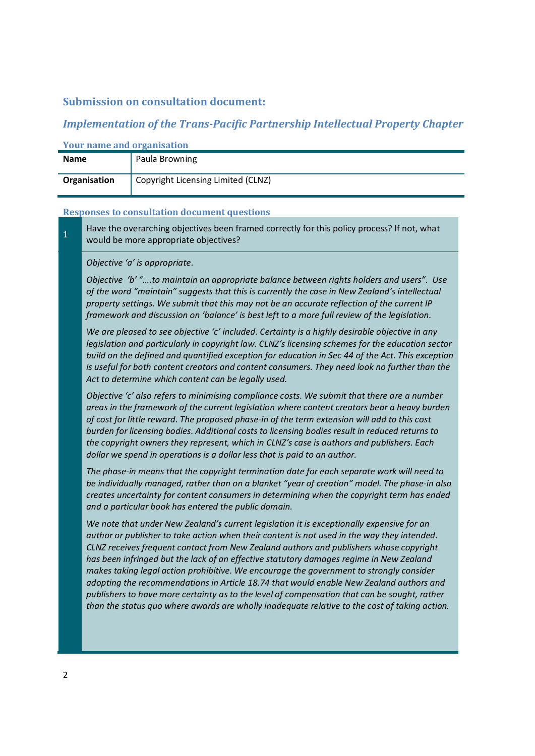## Submission on consultation document:

## *Implementation of the Trans-Pacific Partnership Intellectual Property Chapter*

### Your name and organisation

| | |
|---|---|
| **Name** | Paula Browning |
| **Organisation** | Copyright Licensing Limited (CLNZ) |

### Responses to consultation document questions

**1** Have the overarching objectives been framed correctly for this policy process? If not, what would be more appropriate objectives?

*Objective 'a' is appropriate.*

*Objective 'b' "….to maintain an appropriate balance between rights holders and users". Use of the word "maintain" suggests that this is currently the case in New Zealand's intellectual property settings. We submit that this may not be an accurate reflection of the current IP framework and discussion on 'balance' is best left to a more full review of the legislation.*

*We are pleased to see objective 'c' included. Certainty is a highly desirable objective in any legislation and particularly in copyright law. CLNZ's licensing schemes for the education sector build on the defined and quantified exception for education in Sec 44 of the Act. This exception is useful for both content creators and content consumers. They need look no further than the Act to determine which content can be legally used.*

*Objective 'c' also refers to minimising compliance costs. We submit that there are a number areas in the framework of the current legislation where content creators bear a heavy burden of cost for little reward. The proposed phase-in of the term extension will add to this cost burden for licensing bodies. Additional costs to licensing bodies result in reduced returns to the copyright owners they represent, which in CLNZ's case is authors and publishers. Each dollar we spend in operations is a dollar less that is paid to an author.*

*The phase-in means that the copyright termination date for each separate work will need to be individually managed, rather than on a blanket "year of creation" model. The phase-in also creates uncertainty for content consumers in determining when the copyright term has ended and a particular book has entered the public domain.*

*We note that under New Zealand's current legislation it is exceptionally expensive for an author or publisher to take action when their content is not used in the way they intended. CLNZ receives frequent contact from New Zealand authors and publishers whose copyright has been infringed but the lack of an effective statutory damages regime in New Zealand makes taking legal action prohibitive. We encourage the government to strongly consider adopting the recommendations in Article 18.74 that would enable New Zealand authors and publishers to have more certainty as to the level of compensation that can be sought, rather than the status quo where awards are wholly inadequate relative to the cost of taking action.*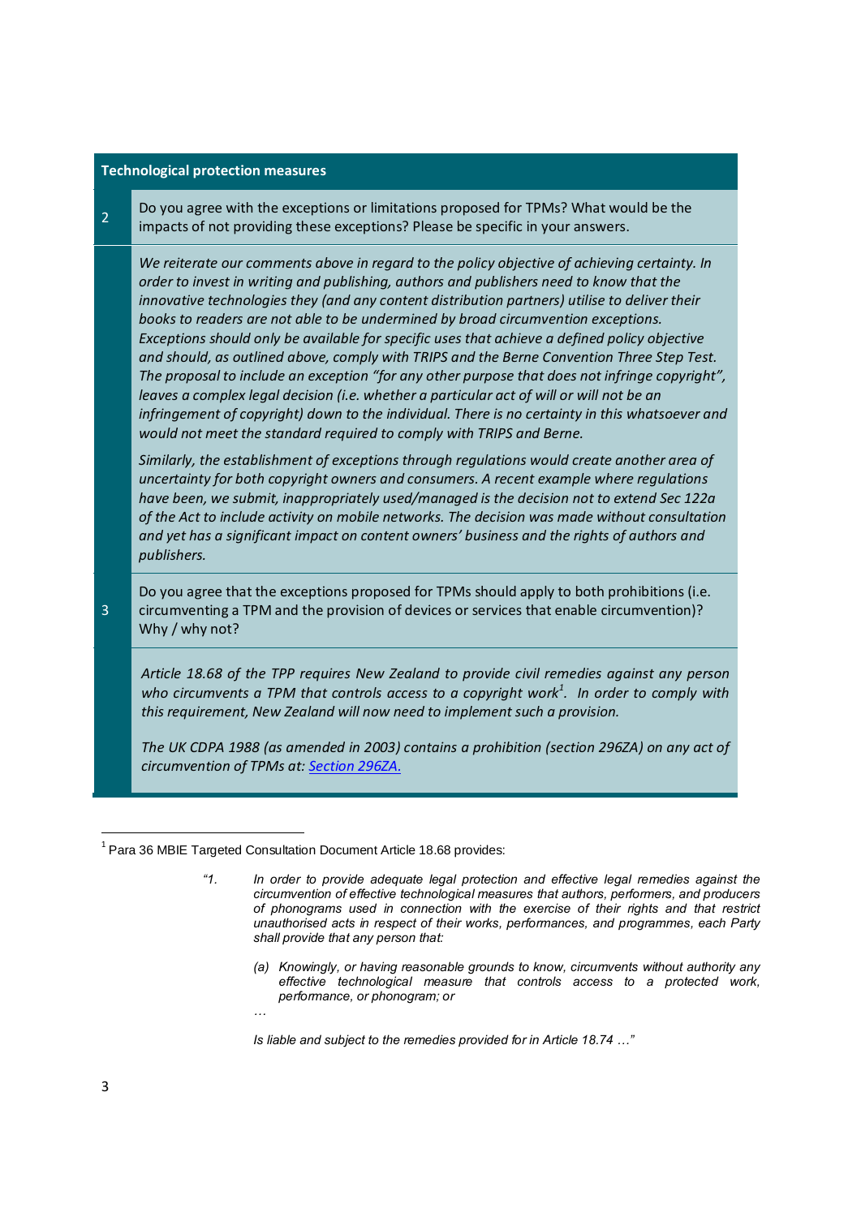| | Technological protection measures |
|---|---|
| 2 | Do you agree with the exceptions or limitations proposed for TPMs? What would be the impacts of not providing these exceptions? Please be specific in your answers. |
| | *We reiterate our comments above in regard to the policy objective of achieving certainty. In order to invest in writing and publishing, authors and publishers need to know that the innovative technologies they (and any content distribution partners) utilise to deliver their books to readers are not able to be undermined by broad circumvention exceptions. Exceptions should only be available for specific uses that achieve a defined policy objective and should, as outlined above, comply with TRIPS and the Berne Convention Three Step Test. The proposal to include an exception "for any other purpose that does not infringe copyright", leaves a complex legal decision (i.e. whether a particular act of will or will not be an infringement of copyright) down to the individual. There is no certainty in this whatsoever and would not meet the standard required to comply with TRIPS and Berne.*<br><br>*Similarly, the establishment of exceptions through regulations would create another area of uncertainty for both copyright owners and consumers. A recent example where regulations have been, we submit, inappropriately used/managed is the decision not to extend Sec 122a of the Act to include activity on mobile networks. The decision was made without consultation and yet has a significant impact on content owners' business and the rights of authors and publishers.* |
| 3 | Do you agree that the exceptions proposed for TPMs should apply to both prohibitions (i.e. circumventing a TPM and the provision of devices or services that enable circumvention)? Why / why not? |
| | *Article 18.68 of the TPP requires New Zealand to provide civil remedies against any person who circumvents a TPM that controls access to a copyright work*[1]*. In order to comply with this requirement, New Zealand will now need to implement such a provision.*<br><br>*The UK CDPA 1988 (as amended in 2003) contains a prohibition (section 296ZA) on any act of circumvention of TPMs at: [Section 296ZA.]* |

[1] Para 36 MBIE Targeted Consultation Document Article 18.68 provides:

> *"1. In order to provide adequate legal protection and effective legal remedies against the circumvention of effective technological measures that authors, performers, and producers of phonograms used in connection with the exercise of their rights and that restrict unauthorised acts in respect of their works, performances, and programmes, each Party shall provide that any person that:*
>
> *(a) Knowingly, or having reasonable grounds to know, circumvents without authority any effective technological measure that controls access to a protected work, performance, or phonogram; or*
>
> *…*
>
> *Is liable and subject to the remedies provided for in Article 18.74 …"*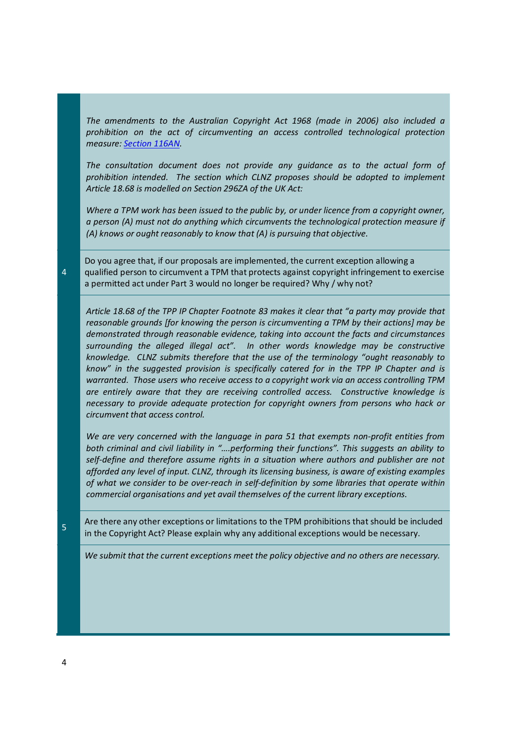*The amendments to the Australian Copyright Act 1968 (made in 2006) also included a prohibition on the act of circumventing an access controlled technological protection measure: [Section 116AN](#).*

*The consultation document does not provide any guidance as to the actual form of prohibition intended. The section which CLNZ proposes should be adopted to implement Article 18.68 is modelled on Section 296ZA of the UK Act:*

*Where a TPM work has been issued to the public by, or under licence from a copyright owner, a person (A) must not do anything which circumvents the technological protection measure if (A) knows or ought reasonably to know that (A) is pursuing that objective.*

| | |
|---|---|
| 4 | Do you agree that, if our proposals are implemented, the current exception allowing a qualified person to circumvent a TPM that protects against copyright infringement to exercise a permitted act under Part 3 would no longer be required? Why / why not? |

*Article 18.68 of the TPP IP Chapter Footnote 83 makes it clear that "a party may provide that reasonable grounds [for knowing the person is circumventing a TPM by their actions] may be demonstrated through reasonable evidence, taking into account the facts and circumstances surrounding the alleged illegal act". In other words knowledge may be constructive knowledge. CLNZ submits therefore that the use of the terminology "ought reasonably to know" in the suggested provision is specifically catered for in the TPP IP Chapter and is warranted. Those users who receive access to a copyright work via an access controlling TPM are entirely aware that they are receiving controlled access. Constructive knowledge is necessary to provide adequate protection for copyright owners from persons who hack or circumvent that access control.*

*We are very concerned with the language in para 51 that exempts non-profit entities from both criminal and civil liability in "….performing their functions". This suggests an ability to self-define and therefore assume rights in a situation where authors and publisher are not afforded any level of input. CLNZ, through its licensing business, is aware of existing examples of what we consider to be over-reach in self-definition by some libraries that operate within commercial organisations and yet avail themselves of the current library exceptions.*

| | |
|---|---|
| 5 | Are there any other exceptions or limitations to the TPM prohibitions that should be included in the Copyright Act? Please explain why any additional exceptions would be necessary. |

*We submit that the current exceptions meet the policy objective and no others are necessary.*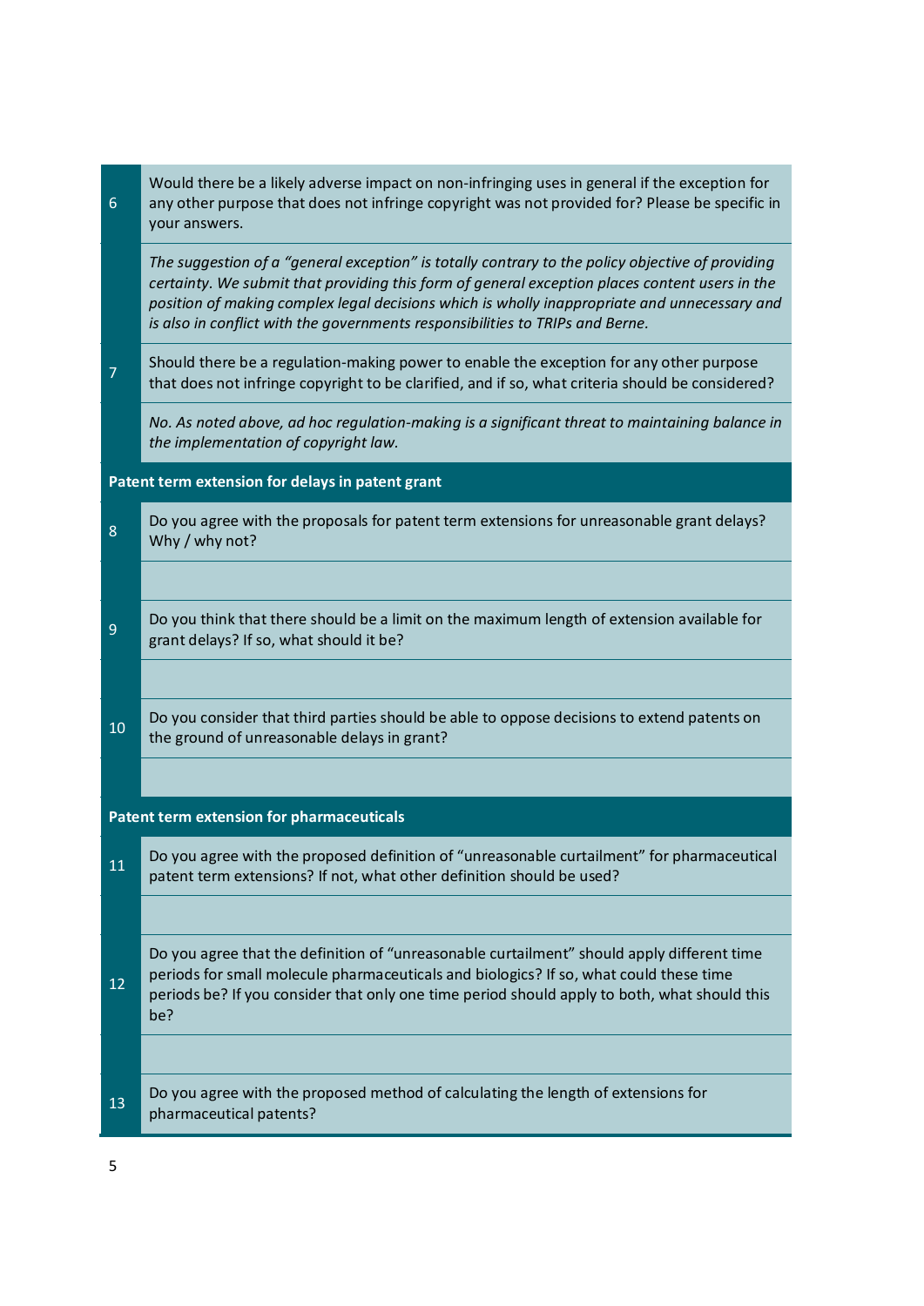| | |
|---|---|
| 6 | Would there be a likely adverse impact on non-infringing uses in general if the exception for any other purpose that does not infringe copyright was not provided for? Please be specific in your answers. |
| | *The suggestion of a "general exception" is totally contrary to the policy objective of providing certainty. We submit that providing this form of general exception places content users in the position of making complex legal decisions which is wholly inappropriate and unnecessary and is also in conflict with the governments responsibilities to TRIPs and Berne.* |
| 7 | Should there be a regulation-making power to enable the exception for any other purpose that does not infringe copyright to be clarified, and if so, what criteria should be considered? |
| | *No. As noted above, ad hoc regulation-making is a significant threat to maintaining balance in the implementation of copyright law.* |
| **Patent term extension for delays in patent grant** | |
| 8 | Do you agree with the proposals for patent term extensions for unreasonable grant delays? Why / why not? |
| | |
| 9 | Do you think that there should be a limit on the maximum length of extension available for grant delays? If so, what should it be? |
| | |
| 10 | Do you consider that third parties should be able to oppose decisions to extend patents on the ground of unreasonable delays in grant? |
| | |
| **Patent term extension for pharmaceuticals** | |
| 11 | Do you agree with the proposed definition of "unreasonable curtailment" for pharmaceutical patent term extensions? If not, what other definition should be used? |
| | |
| 12 | Do you agree that the definition of "unreasonable curtailment" should apply different time periods for small molecule pharmaceuticals and biologics? If so, what could these time periods be? If you consider that only one time period should apply to both, what should this be? |
| | |
| 13 | Do you agree with the proposed method of calculating the length of extensions for pharmaceutical patents? |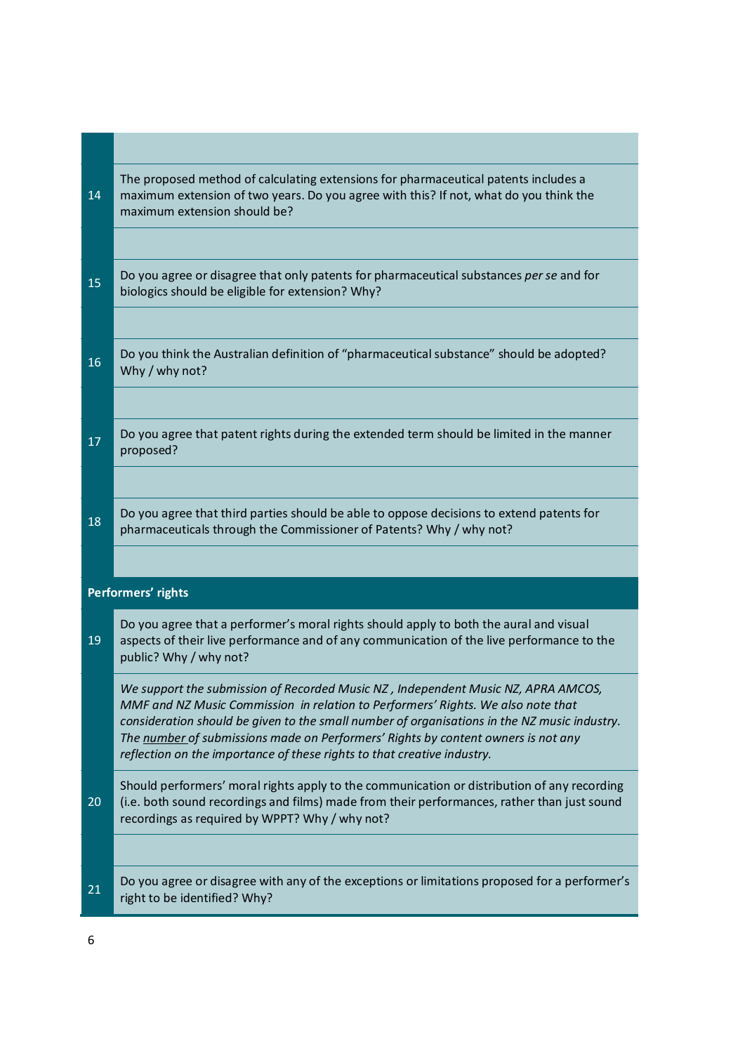| | |
|---|---|
| | |
| 14 | The proposed method of calculating extensions for pharmaceutical patents includes a maximum extension of two years. Do you agree with this? If not, what do you think the maximum extension should be? |
| | |
| 15 | Do you agree or disagree that only patents for pharmaceutical substances *per se* and for biologics should be eligible for extension? Why? |
| | |
| 16 | Do you think the Australian definition of "pharmaceutical substance" should be adopted? Why / why not? |
| | |
| 17 | Do you agree that patent rights during the extended term should be limited in the manner proposed? |
| | |
| 18 | Do you agree that third parties should be able to oppose decisions to extend patents for pharmaceuticals through the Commissioner of Patents? Why / why not? |
| | |
| **Performers' rights** | |
| 19 | Do you agree that a performer's moral rights should apply to both the aural and visual aspects of their live performance and of any communication of the live performance to the public? Why / why not? |
| | *We support the submission of Recorded Music NZ , Independent Music NZ, APRA AMCOS, MMF and NZ Music Commission in relation to Performers' Rights. We also note that consideration should be given to the small number of organisations in the NZ music industry. The number of submissions made on Performers' Rights by content owners is not any reflection on the importance of these rights to that creative industry.* |
| 20 | Should performers' moral rights apply to the communication or distribution of any recording (i.e. both sound recordings and films) made from their performances, rather than just sound recordings as required by WPPT? Why / why not? |
| | |
| 21 | Do you agree or disagree with any of the exceptions or limitations proposed for a performer's right to be identified? Why? |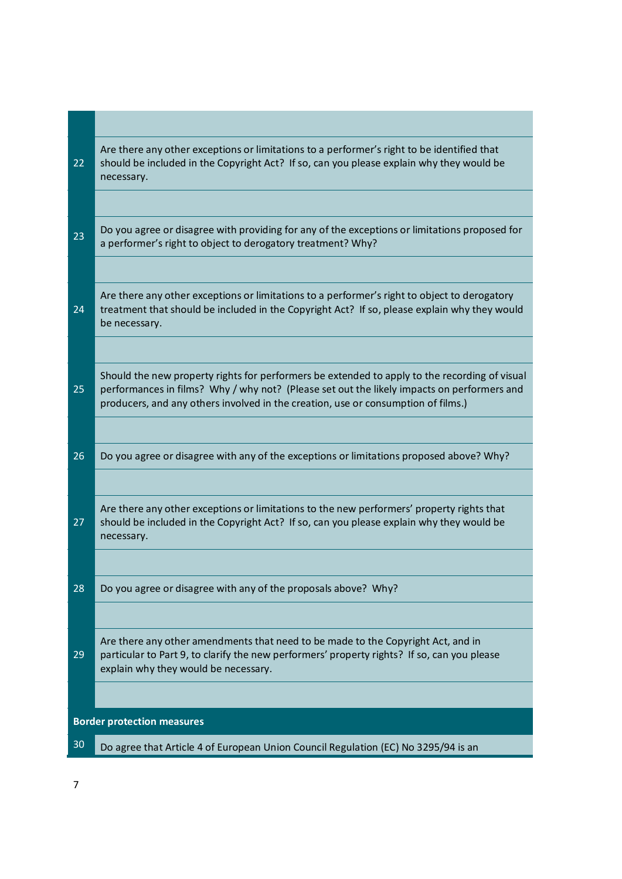| | |
|---|---|
| | |
| 22 | Are there any other exceptions or limitations to a performer's right to be identified that should be included in the Copyright Act? If so, can you please explain why they would be necessary. |
| | |
| 23 | Do you agree or disagree with providing for any of the exceptions or limitations proposed for a performer's right to object to derogatory treatment? Why? |
| | |
| 24 | Are there any other exceptions or limitations to a performer's right to object to derogatory treatment that should be included in the Copyright Act? If so, please explain why they would be necessary. |
| | |
| 25 | Should the new property rights for performers be extended to apply to the recording of visual performances in films? Why / why not? (Please set out the likely impacts on performers and producers, and any others involved in the creation, use or consumption of films.) |
| | |
| 26 | Do you agree or disagree with any of the exceptions or limitations proposed above? Why? |
| | |
| 27 | Are there any other exceptions or limitations to the new performers' property rights that should be included in the Copyright Act? If so, can you please explain why they would be necessary. |
| | |
| 28 | Do you agree or disagree with any of the proposals above? Why? |
| | |
| 29 | Are there any other amendments that need to be made to the Copyright Act, and in particular to Part 9, to clarify the new performers' property rights? If so, can you please explain why they would be necessary. |
| | |
| **Border protection measures** | |
| 30 | Do agree that Article 4 of European Union Council Regulation (EC) No 3295/94 is an |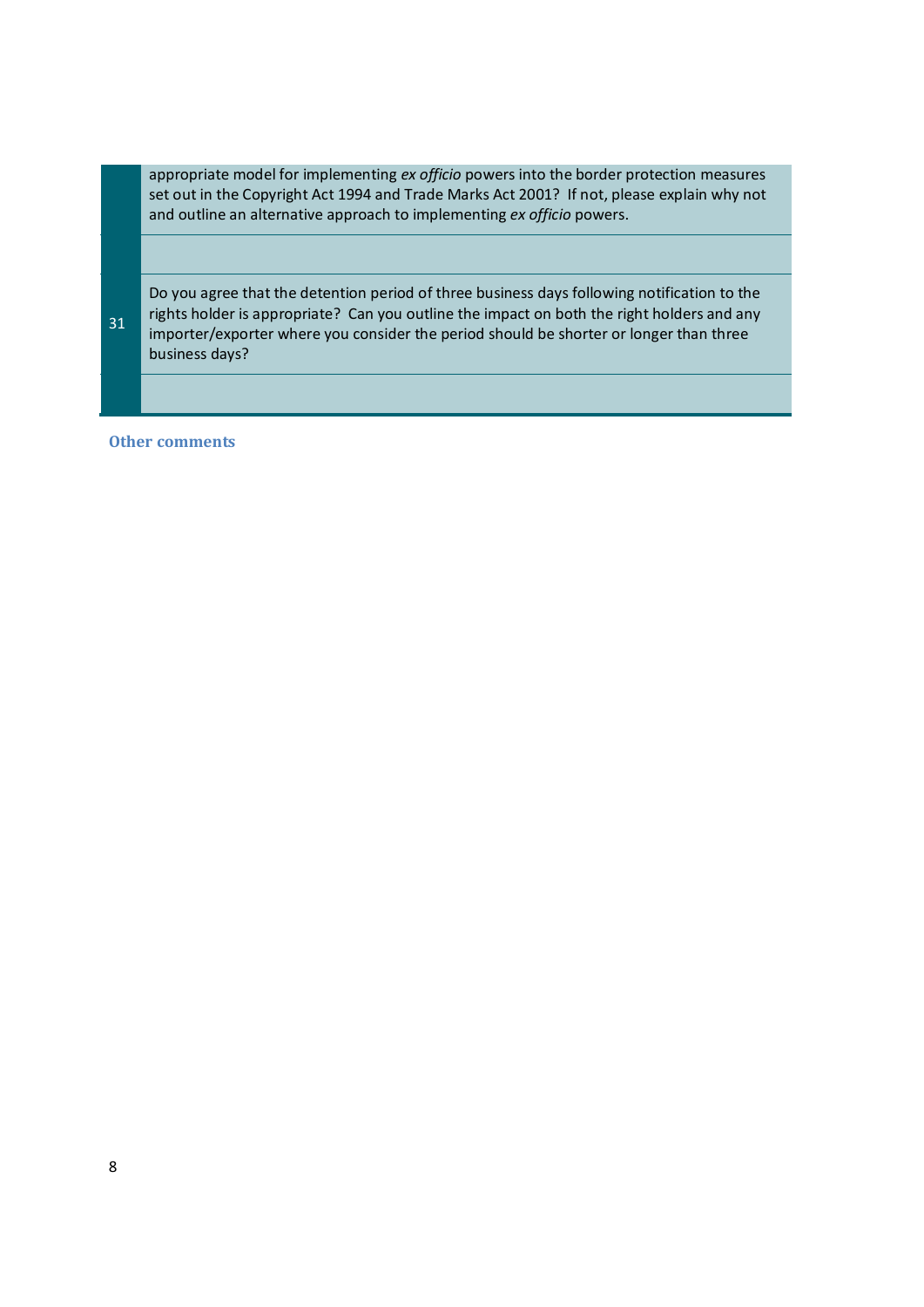| | |
|---|---|
| | appropriate model for implementing *ex officio* powers into the border protection measures set out in the Copyright Act 1994 and Trade Marks Act 2001? If not, please explain why not and outline an alternative approach to implementing *ex officio* powers. |
| | |
| 31 | Do you agree that the detention period of three business days following notification to the rights holder is appropriate? Can you outline the impact on both the right holders and any importer/exporter where you consider the period should be shorter or longer than three business days? |
| | |

### Other comments